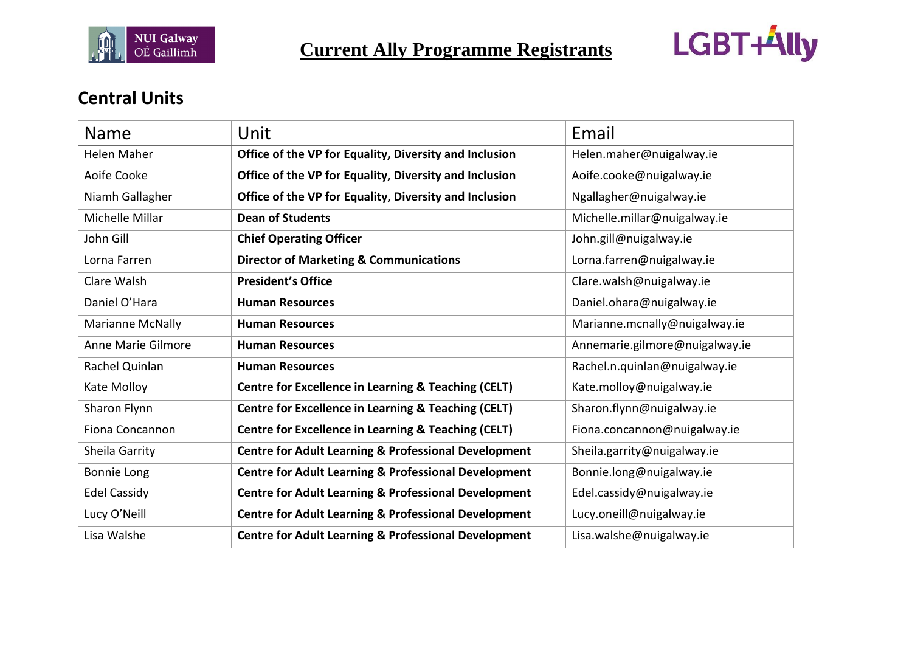# Current Ally Programme Registrants

## Central Units

| Name | Unit | Email |
|---|---|---|
| Helen Maher | **Office of the VP for Equality, Diversity and Inclusion** | Helen.maher@nuigalway.ie |
| Aoife Cooke | **Office of the VP for Equality, Diversity and Inclusion** | Aoife.cooke@nuigalway.ie |
| Niamh Gallagher | **Office of the VP for Equality, Diversity and Inclusion** | Ngallagher@nuigalway.ie |
| Michelle Millar | **Dean of Students** | Michelle.millar@nuigalway.ie |
| John Gill | **Chief Operating Officer** | John.gill@nuigalway.ie |
| Lorna Farren | **Director of Marketing & Communications** | Lorna.farren@nuigalway.ie |
| Clare Walsh | **President's Office** | Clare.walsh@nuigalway.ie |
| Daniel O'Hara | **Human Resources** | Daniel.ohara@nuigalway.ie |
| Marianne McNally | **Human Resources** | Marianne.mcnally@nuigalway.ie |
| Anne Marie Gilmore | **Human Resources** | Annemarie.gilmore@nuigalway.ie |
| Rachel Quinlan | **Human Resources** | Rachel.n.quinlan@nuigalway.ie |
| Kate Molloy | **Centre for Excellence in Learning & Teaching (CELT)** | Kate.molloy@nuigalway.ie |
| Sharon Flynn | **Centre for Excellence in Learning & Teaching (CELT)** | Sharon.flynn@nuigalway.ie |
| Fiona Concannon | **Centre for Excellence in Learning & Teaching (CELT)** | Fiona.concannon@nuigalway.ie |
| Sheila Garrity | **Centre for Adult Learning & Professional Development** | Sheila.garrity@nuigalway.ie |
| Bonnie Long | **Centre for Adult Learning & Professional Development** | Bonnie.long@nuigalway.ie |
| Edel Cassidy | **Centre for Adult Learning & Professional Development** | Edel.cassidy@nuigalway.ie |
| Lucy O'Neill | **Centre for Adult Learning & Professional Development** | Lucy.oneill@nuigalway.ie |
| Lisa Walshe | **Centre for Adult Learning & Professional Development** | Lisa.walshe@nuigalway.ie |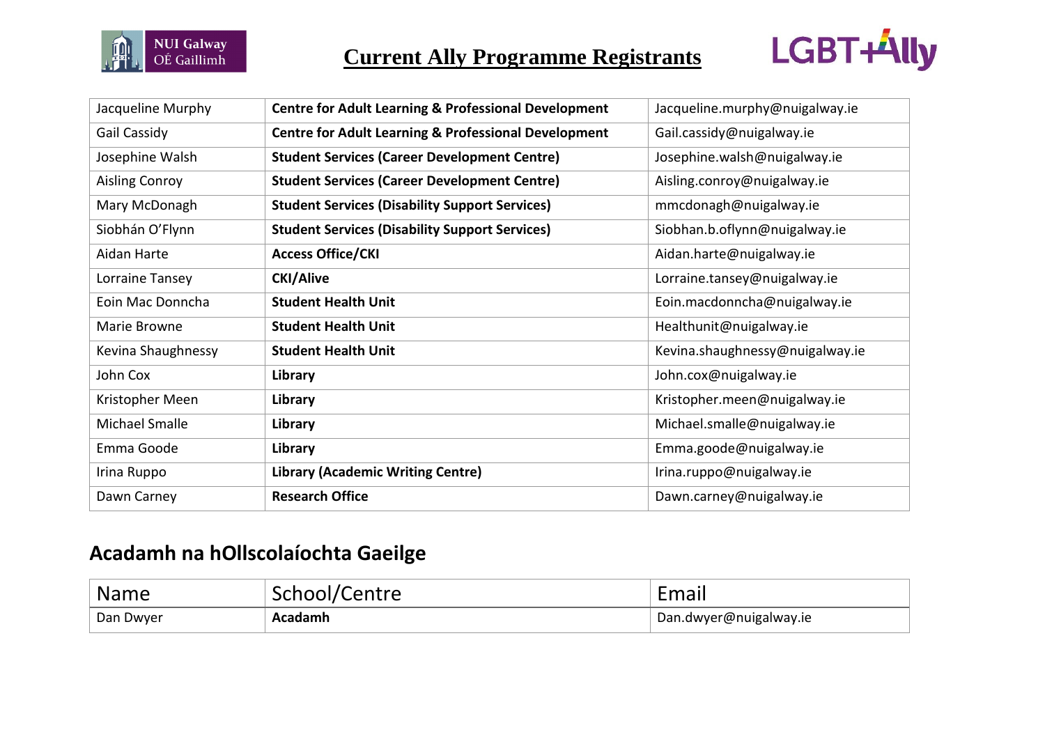# Current Ally Programme Registrants

| | | |
|---|---|---|
| Jacqueline Murphy | **Centre for Adult Learning & Professional Development** | Jacqueline.murphy@nuigalway.ie |
| Gail Cassidy | **Centre for Adult Learning & Professional Development** | Gail.cassidy@nuigalway.ie |
| Josephine Walsh | **Student Services (Career Development Centre)** | Josephine.walsh@nuigalway.ie |
| Aisling Conroy | **Student Services (Career Development Centre)** | Aisling.conroy@nuigalway.ie |
| Mary McDonagh | **Student Services (Disability Support Services)** | mmcdonagh@nuigalway.ie |
| Siobhán O'Flynn | **Student Services (Disability Support Services)** | Siobhan.b.oflynn@nuigalway.ie |
| Aidan Harte | **Access Office/CKI** | Aidan.harte@nuigalway.ie |
| Lorraine Tansey | **CKI/Alive** | Lorraine.tansey@nuigalway.ie |
| Eoin Mac Donncha | **Student Health Unit** | Eoin.macdonncha@nuigalway.ie |
| Marie Browne | **Student Health Unit** | Healthunit@nuigalway.ie |
| Kevina Shaughnessy | **Student Health Unit** | Kevina.shaughnessy@nuigalway.ie |
| John Cox | **Library** | John.cox@nuigalway.ie |
| Kristopher Meen | **Library** | Kristopher.meen@nuigalway.ie |
| Michael Smalle | **Library** | Michael.smalle@nuigalway.ie |
| Emma Goode | **Library** | Emma.goode@nuigalway.ie |
| Irina Ruppo | **Library (Academic Writing Centre)** | Irina.ruppo@nuigalway.ie |
| Dawn Carney | **Research Office** | Dawn.carney@nuigalway.ie |

## Acadamh na hOllscolaíochta Gaeilge

| Name | School/Centre | Email |
|---|---|---|
| Dan Dwyer | **Acadamh** | Dan.dwyer@nuigalway.ie |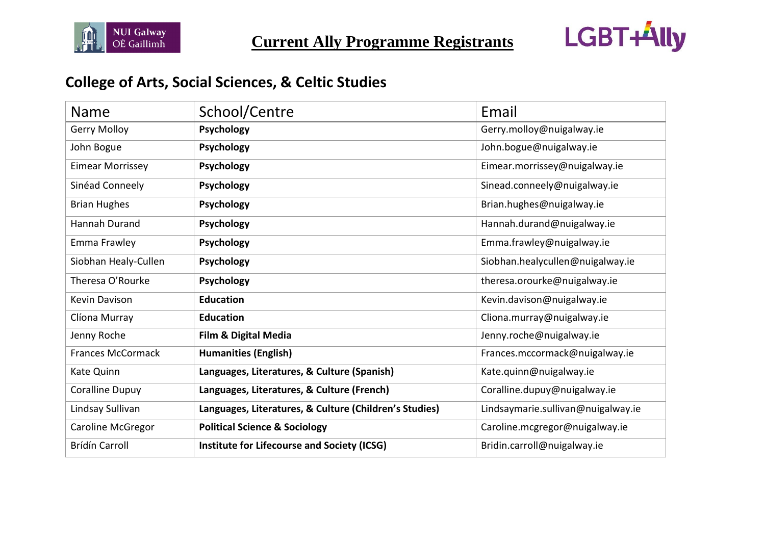# Current Ally Programme Registrants

## College of Arts, Social Sciences, & Celtic Studies

| Name | School/Centre | Email |
|---|---|---|
| Gerry Molloy | **Psychology** | Gerry.molloy@nuigalway.ie |
| John Bogue | **Psychology** | John.bogue@nuigalway.ie |
| Eimear Morrissey | **Psychology** | Eimear.morrissey@nuigalway.ie |
| Sinéad Conneely | **Psychology** | Sinead.conneely@nuigalway.ie |
| Brian Hughes | **Psychology** | Brian.hughes@nuigalway.ie |
| Hannah Durand | **Psychology** | Hannah.durand@nuigalway.ie |
| Emma Frawley | **Psychology** | Emma.frawley@nuigalway.ie |
| Siobhan Healy-Cullen | **Psychology** | Siobhan.healycullen@nuigalway.ie |
| Theresa O'Rourke | **Psychology** | theresa.orourke@nuigalway.ie |
| Kevin Davison | **Education** | Kevin.davison@nuigalway.ie |
| Clíona Murray | **Education** | Cliona.murray@nuigalway.ie |
| Jenny Roche | **Film & Digital Media** | Jenny.roche@nuigalway.ie |
| Frances McCormack | **Humanities (English)** | Frances.mccormack@nuigalway.ie |
| Kate Quinn | **Languages, Literatures, & Culture (Spanish)** | Kate.quinn@nuigalway.ie |
| Coralline Dupuy | **Languages, Literatures, & Culture (French)** | Coralline.dupuy@nuigalway.ie |
| Lindsay Sullivan | **Languages, Literatures, & Culture (Children's Studies)** | Lindsaymarie.sullivan@nuigalway.ie |
| Caroline McGregor | **Political Science & Sociology** | Caroline.mcgregor@nuigalway.ie |
| Brídín Carroll | **Institute for Lifecourse and Society (ICSG)** | Bridin.carroll@nuigalway.ie |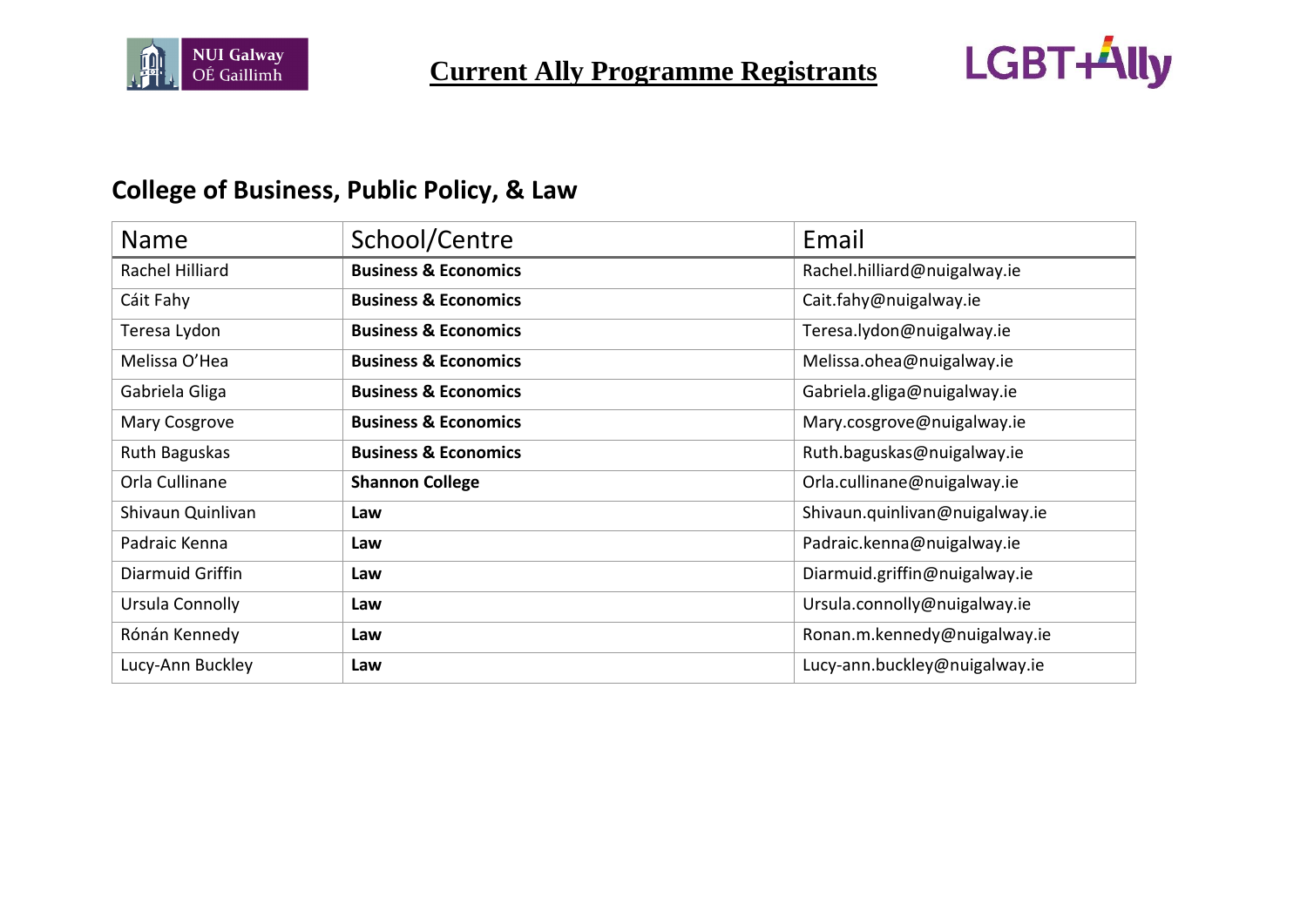# Current Ally Programme Registrants

## College of Business, Public Policy, & Law

| Name | School/Centre | Email |
|---|---|---|
| Rachel Hilliard | **Business & Economics** | Rachel.hilliard@nuigalway.ie |
| Cáit Fahy | **Business & Economics** | Cait.fahy@nuigalway.ie |
| Teresa Lydon | **Business & Economics** | Teresa.lydon@nuigalway.ie |
| Melissa O'Hea | **Business & Economics** | Melissa.ohea@nuigalway.ie |
| Gabriela Gliga | **Business & Economics** | Gabriela.gliga@nuigalway.ie |
| Mary Cosgrove | **Business & Economics** | Mary.cosgrove@nuigalway.ie |
| Ruth Baguskas | **Business & Economics** | Ruth.baguskas@nuigalway.ie |
| Orla Cullinane | **Shannon College** | Orla.cullinane@nuigalway.ie |
| Shivaun Quinlivan | **Law** | Shivaun.quinlivan@nuigalway.ie |
| Padraic Kenna | **Law** | Padraic.kenna@nuigalway.ie |
| Diarmuid Griffin | **Law** | Diarmuid.griffin@nuigalway.ie |
| Ursula Connolly | **Law** | Ursula.connolly@nuigalway.ie |
| Rónán Kennedy | **Law** | Ronan.m.kennedy@nuigalway.ie |
| Lucy-Ann Buckley | **Law** | Lucy-ann.buckley@nuigalway.ie |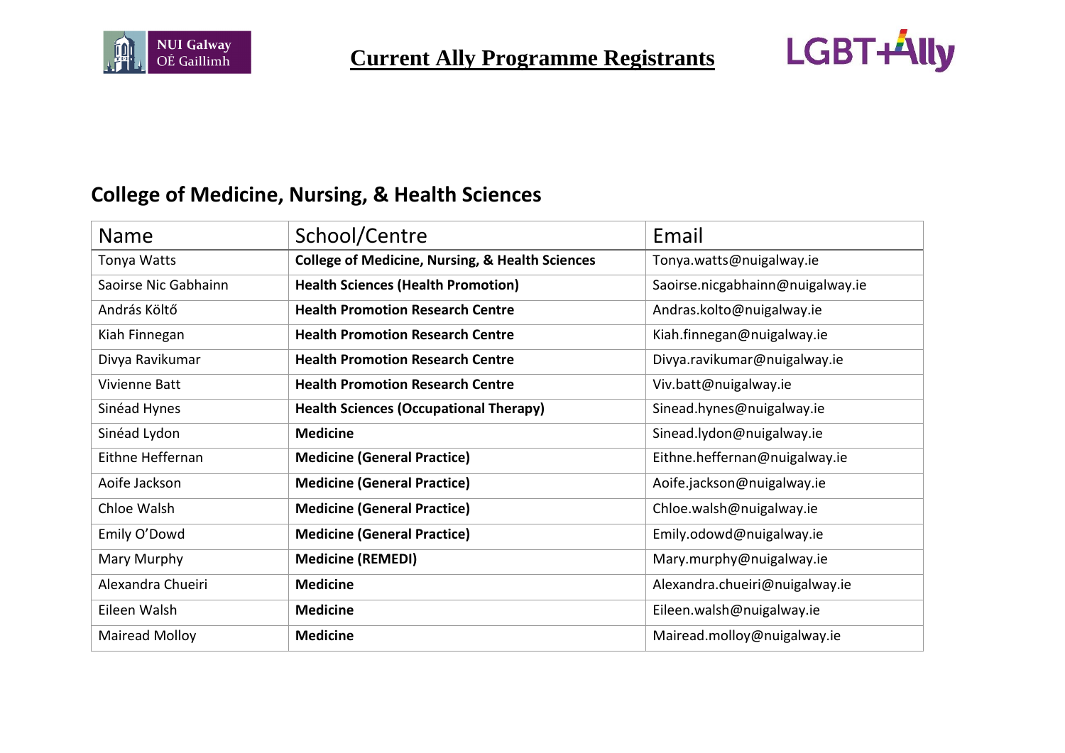# Current Ally Programme Registrants

## College of Medicine, Nursing, & Health Sciences

| Name | School/Centre | Email |
|---|---|---|
| Tonya Watts | **College of Medicine, Nursing, & Health Sciences** | Tonya.watts@nuigalway.ie |
| Saoirse Nic Gabhainn | **Health Sciences (Health Promotion)** | Saoirse.nicgabhainn@nuigalway.ie |
| András Költő | **Health Promotion Research Centre** | Andras.kolto@nuigalway.ie |
| Kiah Finnegan | **Health Promotion Research Centre** | Kiah.finnegan@nuigalway.ie |
| Divya Ravikumar | **Health Promotion Research Centre** | Divya.ravikumar@nuigalway.ie |
| Vivienne Batt | **Health Promotion Research Centre** | Viv.batt@nuigalway.ie |
| Sinéad Hynes | **Health Sciences (Occupational Therapy)** | Sinead.hynes@nuigalway.ie |
| Sinéad Lydon | **Medicine** | Sinead.lydon@nuigalway.ie |
| Eithne Heffernan | **Medicine (General Practice)** | Eithne.heffernan@nuigalway.ie |
| Aoife Jackson | **Medicine (General Practice)** | Aoife.jackson@nuigalway.ie |
| Chloe Walsh | **Medicine (General Practice)** | Chloe.walsh@nuigalway.ie |
| Emily O'Dowd | **Medicine (General Practice)** | Emily.odowd@nuigalway.ie |
| Mary Murphy | **Medicine (REMEDI)** | Mary.murphy@nuigalway.ie |
| Alexandra Chueiri | **Medicine** | Alexandra.chueiri@nuigalway.ie |
| Eileen Walsh | **Medicine** | Eileen.walsh@nuigalway.ie |
| Mairead Molloy | **Medicine** | Mairead.molloy@nuigalway.ie |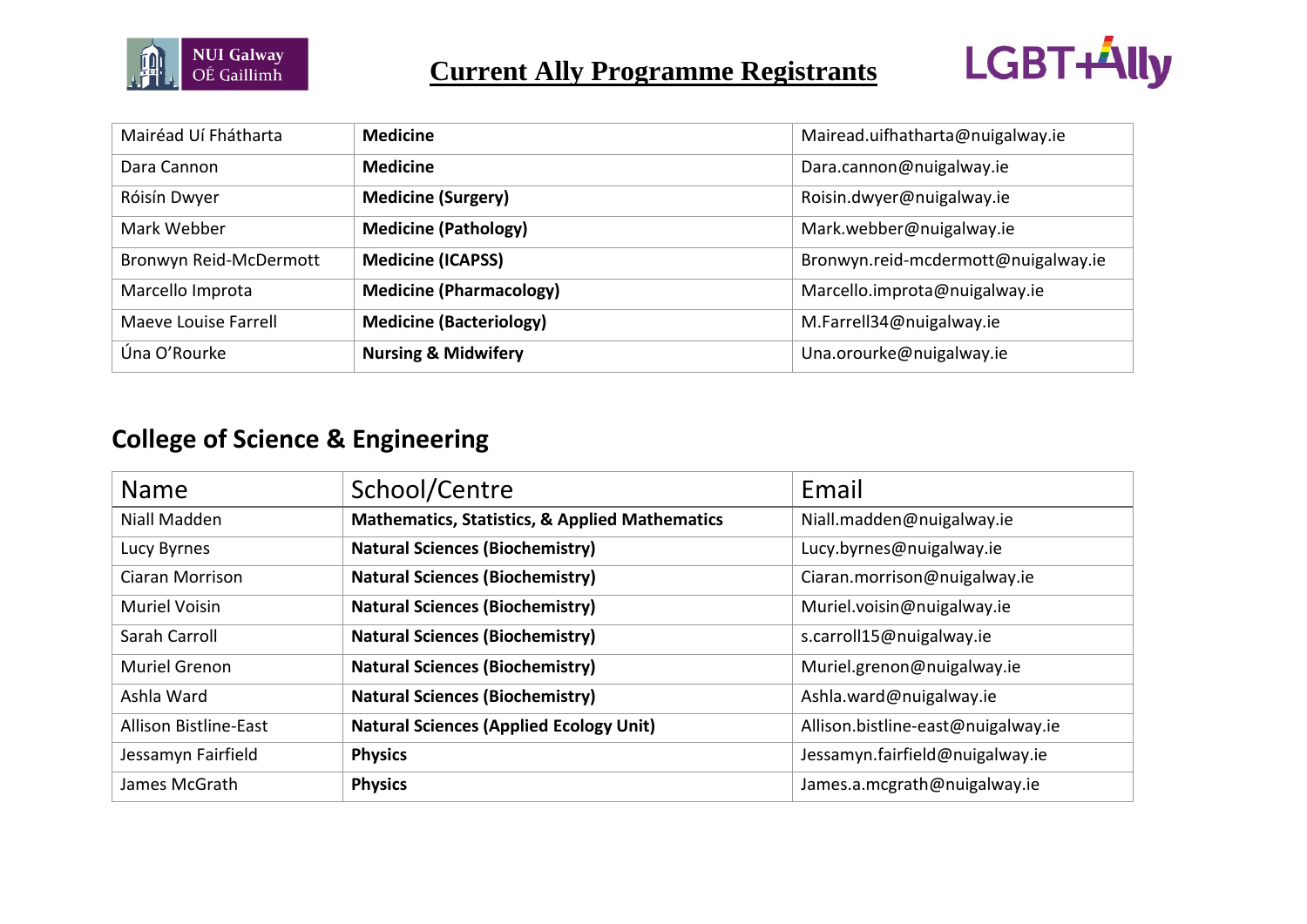# Current Ally Programme Registrants

| Mairéad Uí Fhátharta | **Medicine** | Mairead.uifhatharta@nuigalway.ie |
|---|---|---|
| Dara Cannon | **Medicine** | Dara.cannon@nuigalway.ie |
| Róisín Dwyer | **Medicine (Surgery)** | Roisin.dwyer@nuigalway.ie |
| Mark Webber | **Medicine (Pathology)** | Mark.webber@nuigalway.ie |
| Bronwyn Reid-McDermott | **Medicine (ICAPSS)** | Bronwyn.reid-mcdermott@nuigalway.ie |
| Marcello Improta | **Medicine (Pharmacology)** | Marcello.improta@nuigalway.ie |
| Maeve Louise Farrell | **Medicine (Bacteriology)** | M.Farrell34@nuigalway.ie |
| Úna O'Rourke | **Nursing & Midwifery** | Una.orourke@nuigalway.ie |

## College of Science & Engineering

| Name | School/Centre | Email |
|---|---|---|
| Niall Madden | **Mathematics, Statistics, & Applied Mathematics** | Niall.madden@nuigalway.ie |
| Lucy Byrnes | **Natural Sciences (Biochemistry)** | Lucy.byrnes@nuigalway.ie |
| Ciaran Morrison | **Natural Sciences (Biochemistry)** | Ciaran.morrison@nuigalway.ie |
| Muriel Voisin | **Natural Sciences (Biochemistry)** | Muriel.voisin@nuigalway.ie |
| Sarah Carroll | **Natural Sciences (Biochemistry)** | s.carroll15@nuigalway.ie |
| Muriel Grenon | **Natural Sciences (Biochemistry)** | Muriel.grenon@nuigalway.ie |
| Ashla Ward | **Natural Sciences (Biochemistry)** | Ashla.ward@nuigalway.ie |
| Allison Bistline-East | **Natural Sciences (Applied Ecology Unit)** | Allison.bistline-east@nuigalway.ie |
| Jessamyn Fairfield | **Physics** | Jessamyn.fairfield@nuigalway.ie |
| James McGrath | **Physics** | James.a.mcgrath@nuigalway.ie |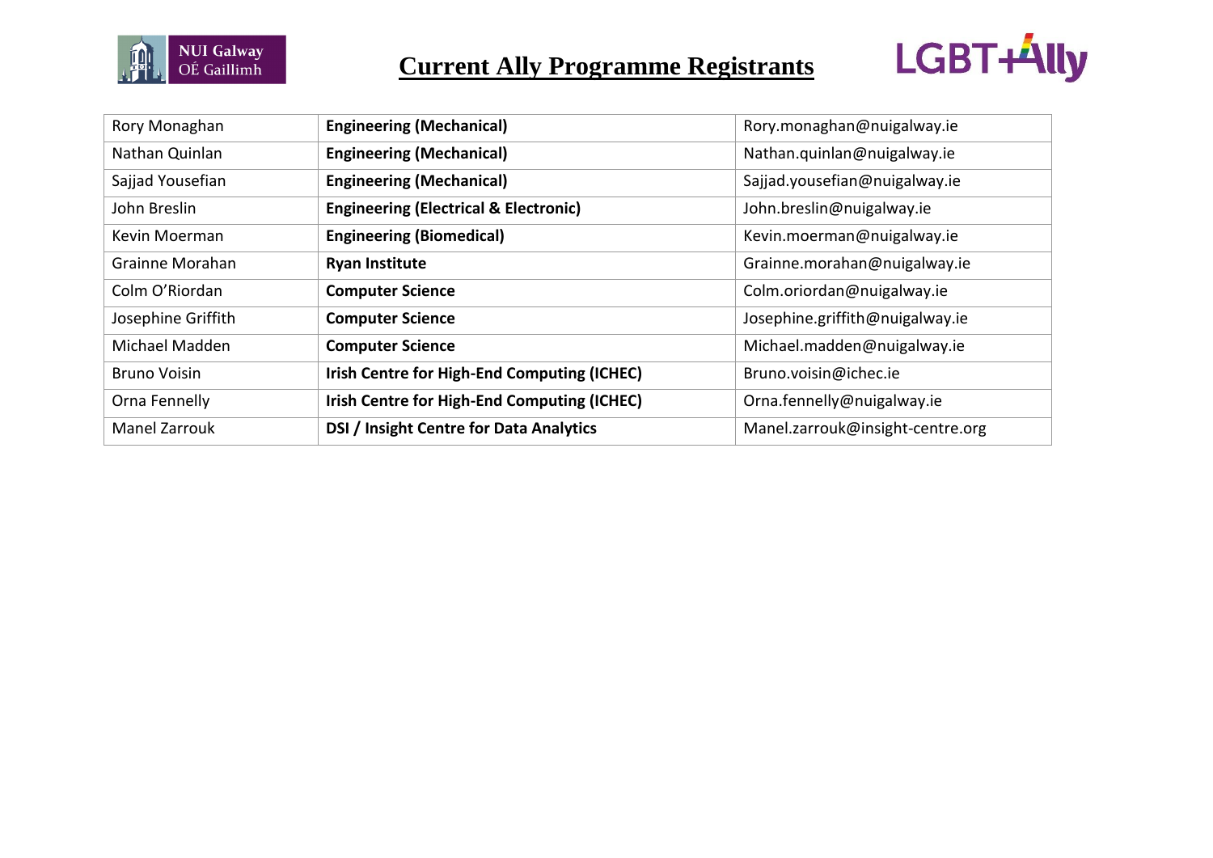# Current Ally Programme Registrants

| | | |
|---|---|---|
| Rory Monaghan | **Engineering (Mechanical)** | Rory.monaghan@nuigalway.ie |
| Nathan Quinlan | **Engineering (Mechanical)** | Nathan.quinlan@nuigalway.ie |
| Sajjad Yousefian | **Engineering (Mechanical)** | Sajjad.yousefian@nuigalway.ie |
| John Breslin | **Engineering (Electrical & Electronic)** | John.breslin@nuigalway.ie |
| Kevin Moerman | **Engineering (Biomedical)** | Kevin.moerman@nuigalway.ie |
| Grainne Morahan | **Ryan Institute** | Grainne.morahan@nuigalway.ie |
| Colm O'Riordan | **Computer Science** | Colm.oriordan@nuigalway.ie |
| Josephine Griffith | **Computer Science** | Josephine.griffith@nuigalway.ie |
| Michael Madden | **Computer Science** | Michael.madden@nuigalway.ie |
| Bruno Voisin | **Irish Centre for High-End Computing (ICHEC)** | Bruno.voisin@ichec.ie |
| Orna Fennelly | **Irish Centre for High-End Computing (ICHEC)** | Orna.fennelly@nuigalway.ie |
| Manel Zarrouk | **DSI / Insight Centre for Data Analytics** | Manel.zarrouk@insight-centre.org |